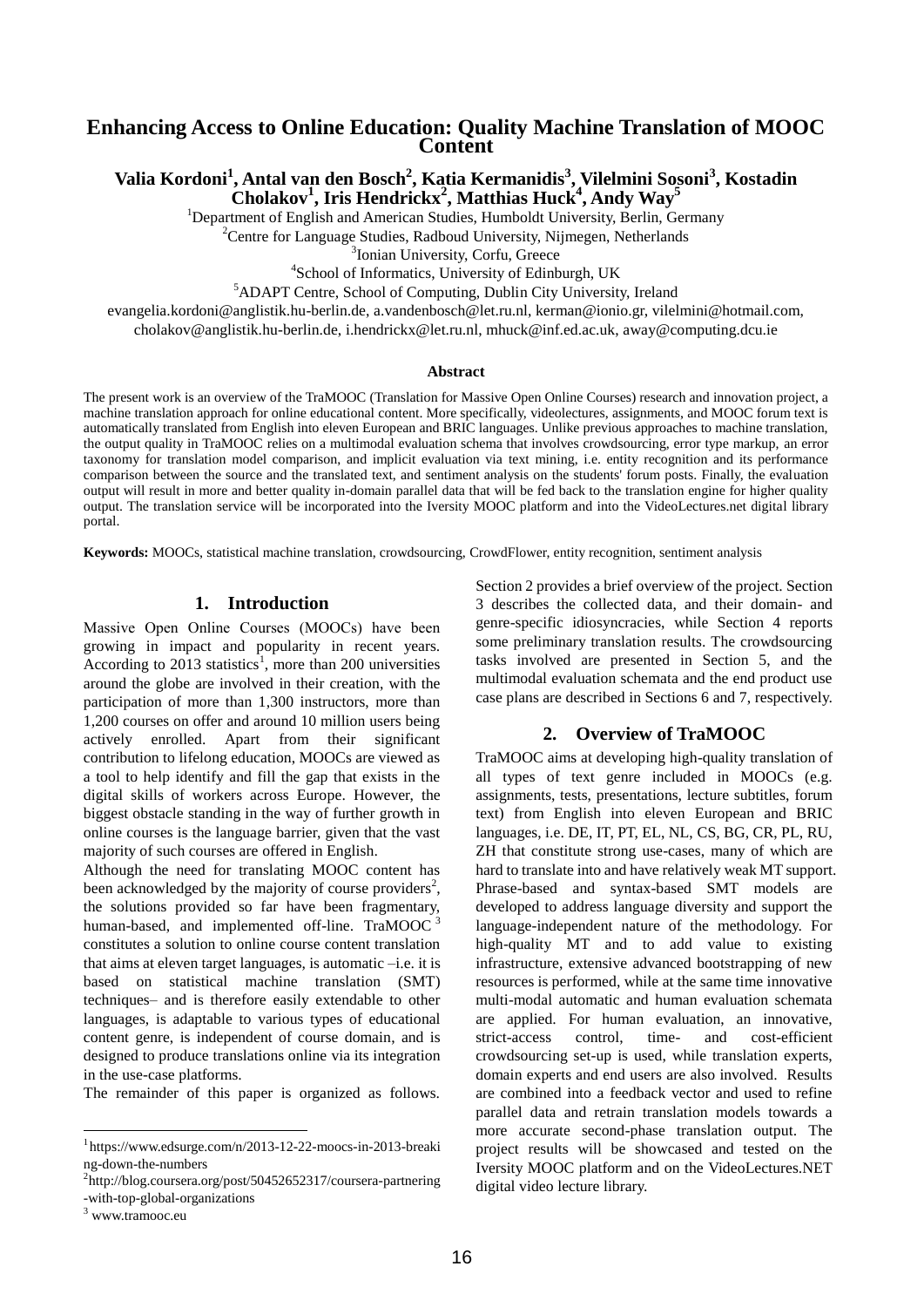# Enhancing Access to Online Education: Quality Machine Translation of MOOC Content

**Valia Kordoni[1], Antal van den Bosch[2], Katia Kermanidis[3], Vilelmini Sosoni[3], Kostadin Cholakov[1], Iris Hendrickx[2], Matthias Huck[4], Andy Way[5]**

[1]Department of English and American Studies, Humboldt University, Berlin, Germany
[2]Centre for Language Studies, Radboud University, Nijmegen, Netherlands
[3]Ionian University, Corfu, Greece
[4]School of Informatics, University of Edinburgh, UK
[5]ADAPT Centre, School of Computing, Dublin City University, Ireland

evangelia.kordoni@anglistik.hu-berlin.de, a.vandenbosch@let.ru.nl, kerman@ionio.gr, vilelmini@hotmail.com, cholakov@anglistik.hu-berlin.de, i.hendrickx@let.ru.nl, mhuck@inf.ed.ac.uk, away@computing.dcu.ie

### Abstract

The present work is an overview of the TraMOOC (Translation for Massive Open Online Courses) research and innovation project, a machine translation approach for online educational content. More specifically, videolectures, assignments, and MOOC forum text is automatically translated from English into eleven European and BRIC languages. Unlike previous approaches to machine translation, the output quality in TraMOOC relies on a multimodal evaluation schema that involves crowdsourcing, error type markup, an error taxonomy for translation model comparison, and implicit evaluation via text mining, i.e. entity recognition and its performance comparison between the source and the translated text, and sentiment analysis on the students' forum posts. Finally, the evaluation output will result in more and better quality in-domain parallel data that will be fed back to the translation engine for higher quality output. The translation service will be incorporated into the Iversity MOOC platform and into the VideoLectures.net digital library portal.

**Keywords:** MOOCs, statistical machine translation, crowdsourcing, CrowdFlower, entity recognition, sentiment analysis

## 1. Introduction

Massive Open Online Courses (MOOCs) have been growing in impact and popularity in recent years. According to 2013 statistics[1], more than 200 universities around the globe are involved in their creation, with the participation of more than 1,300 instructors, more than 1,200 courses on offer and around 10 million users being actively enrolled. Apart from their significant contribution to lifelong education, MOOCs are viewed as a tool to help identify and fill the gap that exists in the digital skills of workers across Europe. However, the biggest obstacle standing in the way of further growth in online courses is the language barrier, given that the vast majority of such courses are offered in English.

Although the need for translating MOOC content has been acknowledged by the majority of course providers[2], the solutions provided so far have been fragmentary, human-based, and implemented off-line. TraMOOC[3] constitutes a solution to online course content translation that aims at eleven target languages, is automatic –i.e. it is based on statistical machine translation (SMT) techniques– and is therefore easily extendable to other languages, is adaptable to various types of educational content genre, is independent of course domain, and is designed to produce translations online via its integration in the use-case platforms.

The remainder of this paper is organized as follows. Section 2 provides a brief overview of the project. Section 3 describes the collected data, and their domain- and genre-specific idiosyncracies, while Section 4 reports some preliminary translation results. The crowdsourcing tasks involved are presented in Section 5, and the multimodal evaluation schemata and the end product use case plans are described in Sections 6 and 7, respectively.

## 2. Overview of TraMOOC

TraMOOC aims at developing high-quality translation of all types of text genre included in MOOCs (e.g. assignments, tests, presentations, lecture subtitles, forum text) from English into eleven European and BRIC languages, i.e. DE, IT, PT, EL, NL, CS, BG, CR, PL, RU, ZH that constitute strong use-cases, many of which are hard to translate into and have relatively weak MT support. Phrase-based and syntax-based SMT models are developed to address language diversity and support the language-independent nature of the methodology. For high-quality MT and to add value to existing infrastructure, extensive advanced bootstrapping of new resources is performed, while at the same time innovative multi-modal automatic and human evaluation schemata are applied. For human evaluation, an innovative, strict-access control, time- and cost-efficient crowdsourcing set-up is used, while translation experts, domain experts and end users are also involved. Results are combined into a feedback vector and used to refine parallel data and retrain translation models towards a more accurate second-phase translation output. The project results will be showcased and tested on the Iversity MOOC platform and on the VideoLectures.NET digital video lecture library.

---

[1] https://www.edsurge.com/n/2013-12-22-moocs-in-2013-breaking-down-the-numbers

[2] http://blog.coursera.org/post/50452652317/coursera-partnering-with-top-global-organizations

[3] www.tramooc.eu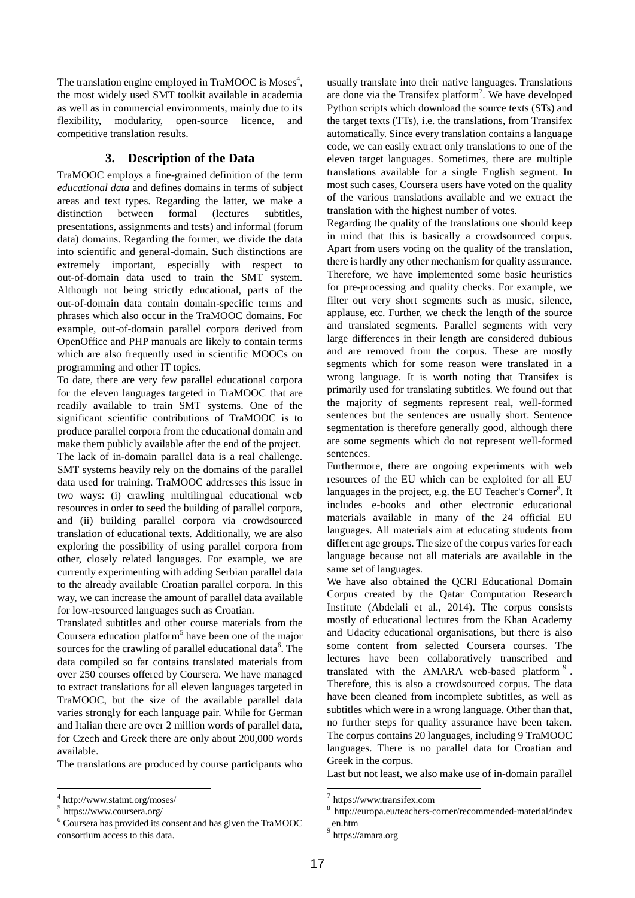The translation engine employed in TraMOOC is Moses[4], the most widely used SMT toolkit available in academia as well as in commercial environments, mainly due to its flexibility, modularity, open-source licence, and competitive translation results.

## 3. Description of the Data

TraMOOC employs a fine-grained definition of the term *educational data* and defines domains in terms of subject areas and text types. Regarding the latter, we make a distinction between formal (lectures subtitles, presentations, assignments and tests) and informal (forum data) domains. Regarding the former, we divide the data into scientific and general-domain. Such distinctions are extremely important, especially with respect to out-of-domain data used to train the SMT system. Although not being strictly educational, parts of the out-of-domain data contain domain-specific terms and phrases which also occur in the TraMOOC domains. For example, out-of-domain parallel corpora derived from OpenOffice and PHP manuals are likely to contain terms which are also frequently used in scientific MOOCs on programming and other IT topics.

To date, there are very few parallel educational corpora for the eleven languages targeted in TraMOOC that are readily available to train SMT systems. One of the significant scientific contributions of TraMOOC is to produce parallel corpora from the educational domain and make them publicly available after the end of the project. The lack of in-domain parallel data is a real challenge. SMT systems heavily rely on the domains of the parallel data used for training. TraMOOC addresses this issue in two ways: (i) crawling multilingual educational web resources in order to seed the building of parallel corpora, and (ii) building parallel corpora via crowdsourced translation of educational texts. Additionally, we are also exploring the possibility of using parallel corpora from other, closely related languages. For example, we are currently experimenting with adding Serbian parallel data to the already available Croatian parallel corpora. In this way, we can increase the amount of parallel data available for low-resourced languages such as Croatian.

Translated subtitles and other course materials from the Coursera education platform[5] have been one of the major sources for the crawling of parallel educational data[6]. The data compiled so far contains translated materials from over 250 courses offered by Coursera. We have managed to extract translations for all eleven languages targeted in TraMOOC, but the size of the available parallel data varies strongly for each language pair. While for German and Italian there are over 2 million words of parallel data, for Czech and Greek there are only about 200,000 words available.

The translations are produced by course participants who usually translate into their native languages. Translations are done via the Transifex platform[7]. We have developed Python scripts which download the source texts (STs) and the target texts (TTs), i.e. the translations, from Transifex automatically. Since every translation contains a language code, we can easily extract only translations to one of the eleven target languages. Sometimes, there are multiple translations available for a single English segment. In most such cases, Coursera users have voted on the quality of the various translations available and we extract the translation with the highest number of votes.

Regarding the quality of the translations one should keep in mind that this is basically a crowdsourced corpus. Apart from users voting on the quality of the translation, there is hardly any other mechanism for quality assurance. Therefore, we have implemented some basic heuristics for pre-processing and quality checks. For example, we filter out very short segments such as music, silence, applause, etc. Further, we check the length of the source and translated segments. Parallel segments with very large differences in their length are considered dubious and are removed from the corpus. These are mostly segments which for some reason were translated in a wrong language. It is worth noting that Transifex is primarily used for translating subtitles. We found out that the majority of segments represent real, well-formed sentences but the sentences are usually short. Sentence segmentation is therefore generally good, although there are some segments which do not represent well-formed sentences.

Furthermore, there are ongoing experiments with web resources of the EU which can be exploited for all EU languages in the project, e.g. the EU Teacher's Corner[8]. It includes e-books and other electronic educational materials available in many of the 24 official EU languages. All materials aim at educating students from different age groups. The size of the corpus varies for each language because not all materials are available in the same set of languages.

We have also obtained the QCRI Educational Domain Corpus created by the Qatar Computation Research Institute (Abdelali et al., 2014). The corpus consists mostly of educational lectures from the Khan Academy and Udacity educational organisations, but there is also some content from selected Coursera courses. The lectures have been collaboratively transcribed and translated with the AMARA web-based platform[9]. Therefore, this is also a crowdsourced corpus. The data have been cleaned from incomplete subtitles, as well as subtitles which were in a wrong language. Other than that, no further steps for quality assurance have been taken. The corpus contains 20 languages, including 9 TraMOOC languages. There is no parallel data for Croatian and Greek in the corpus.

Last but not least, we also make use of in-domain parallel

[4] http://www.statmt.org/moses/

[5] https://www.coursera.org/

[6] Coursera has provided its consent and has given the TraMOOC consortium access to this data.

[7] https://www.transifex.com

[8] http://europa.eu/teachers-corner/recommended-material/index_en.htm

[9] https://amara.org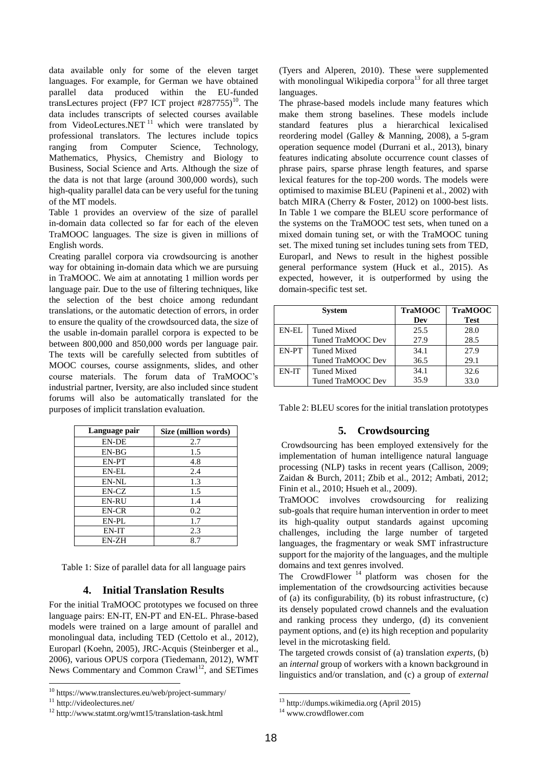data available only for some of the eleven target languages. For example, for German we have obtained parallel data produced within the EU-funded transLectures project (FP7 ICT project #287755)[10]. The data includes transcripts of selected courses available from VideoLectures.NET[11] which were translated by professional translators. The lectures include topics ranging from Computer Science, Technology, Mathematics, Physics, Chemistry and Biology to Business, Social Science and Arts. Although the size of the data is not that large (around 300,000 words), such high-quality parallel data can be very useful for the tuning of the MT models.

Table 1 provides an overview of the size of parallel in-domain data collected so far for each of the eleven TraMOOC languages. The size is given in millions of English words.

Creating parallel corpora via crowdsourcing is another way for obtaining in-domain data which we are pursuing in TraMOOC. We aim at annotating 1 million words per language pair. Due to the use of filtering techniques, like the selection of the best choice among redundant translations, or the automatic detection of errors, in order to ensure the quality of the crowdsourced data, the size of the usable in-domain parallel corpora is expected to be between 800,000 and 850,000 words per language pair. The texts will be carefully selected from subtitles of MOOC courses, course assignments, slides, and other course materials. The forum data of TraMOOC's industrial partner, Iversity, are also included since student forums will also be automatically translated for the purposes of implicit translation evaluation.

| Language pair | Size (million words) |
|---|---|
| EN-DE | 2.7 |
| EN-BG | 1.5 |
| EN-PT | 4.8 |
| EN-EL | 2.4 |
| EN-NL | 1.3 |
| EN-CZ | 1.5 |
| EN-RU | 1.4 |
| EN-CR | 0.2 |
| EN-PL | 1.7 |
| EN-IT | 2.3 |
| EN-ZH | 8.7 |

Table 1: Size of parallel data for all language pairs

## 4. Initial Translation Results

For the initial TraMOOC prototypes we focused on three language pairs: EN-IT, EN-PT and EN-EL. Phrase-based models were trained on a large amount of parallel and monolingual data, including TED (Cettolo et al., 2012), Europarl (Koehn, 2005), JRC-Acquis (Steinberger et al., 2006), various OPUS corpora (Tiedemann, 2012), WMT News Commentary and Common Crawl[12], and SETimes (Tyers and Alperen, 2010). These were supplemented with monolingual Wikipedia corpora[13] for all three target languages.

The phrase-based models include many features which make them strong baselines. These models include standard features plus a hierarchical lexicalised reordering model (Galley & Manning, 2008), a 5-gram operation sequence model (Durrani et al., 2013), binary features indicating absolute occurrence count classes of phrase pairs, sparse phrase length features, and sparse lexical features for the top-200 words. The models were optimised to maximise BLEU (Papineni et al., 2002) with batch MIRA (Cherry & Foster, 2012) on 1000-best lists. In Table 1 we compare the BLEU score performance of the systems on the TraMOOC test sets, when tuned on a mixed domain tuning set, or with the TraMOOC tuning set. The mixed tuning set includes tuning sets from TED, Europarl, and News to result in the highest possible general performance system (Huck et al., 2015). As expected, however, it is outperformed by using the domain-specific test set.

| System | | TraMOOC Dev | TraMOOC Test |
|---|---|---|---|
| EN-EL | Tuned Mixed | 25.5 | 28.0 |
| | Tuned TraMOOC Dev | 27.9 | 28.5 |
| EN-PT | Tuned Mixed | 34.1 | 27.9 |
| | Tuned TraMOOC Dev | 36.5 | 29.1 |
| EN-IT | Tuned Mixed | 34.1 | 32.6 |
| | Tuned TraMOOC Dev | 35.9 | 33.0 |

Table 2: BLEU scores for the initial translation prototypes

## 5. Crowdsourcing

Crowdsourcing has been employed extensively for the implementation of human intelligence natural language processing (NLP) tasks in recent years (Callison, 2009; Zaidan & Burch, 2011; Zbib et al., 2012; Ambati, 2012; Finin et al., 2010; Hsueh et al., 2009).

TraMOOC involves crowdsourcing for realizing sub-goals that require human intervention in order to meet its high-quality output standards against upcoming challenges, including the large number of targeted languages, the fragmentary or weak SMT infrastructure support for the majority of the languages, and the multiple domains and text genres involved.

The CrowdFlower[14] platform was chosen for the implementation of the crowdsourcing activities because of (a) its configurability, (b) its robust infrastructure, (c) its densely populated crowd channels and the evaluation and ranking process they undergo, (d) its convenient payment options, and (e) its high reception and popularity level in the microtasking field.

The targeted crowds consist of (a) translation *experts*, (b) an *internal* group of workers with a known background in linguistics and/or translation, and (c) a group of *external*

[10] https://www.translectures.eu/web/project-summary/

[11] http://videolectures.net/

[12] http://www.statmt.org/wmt15/translation-task.html

[13] http://dumps.wikimedia.org (April 2015)

[14] www.crowdflower.com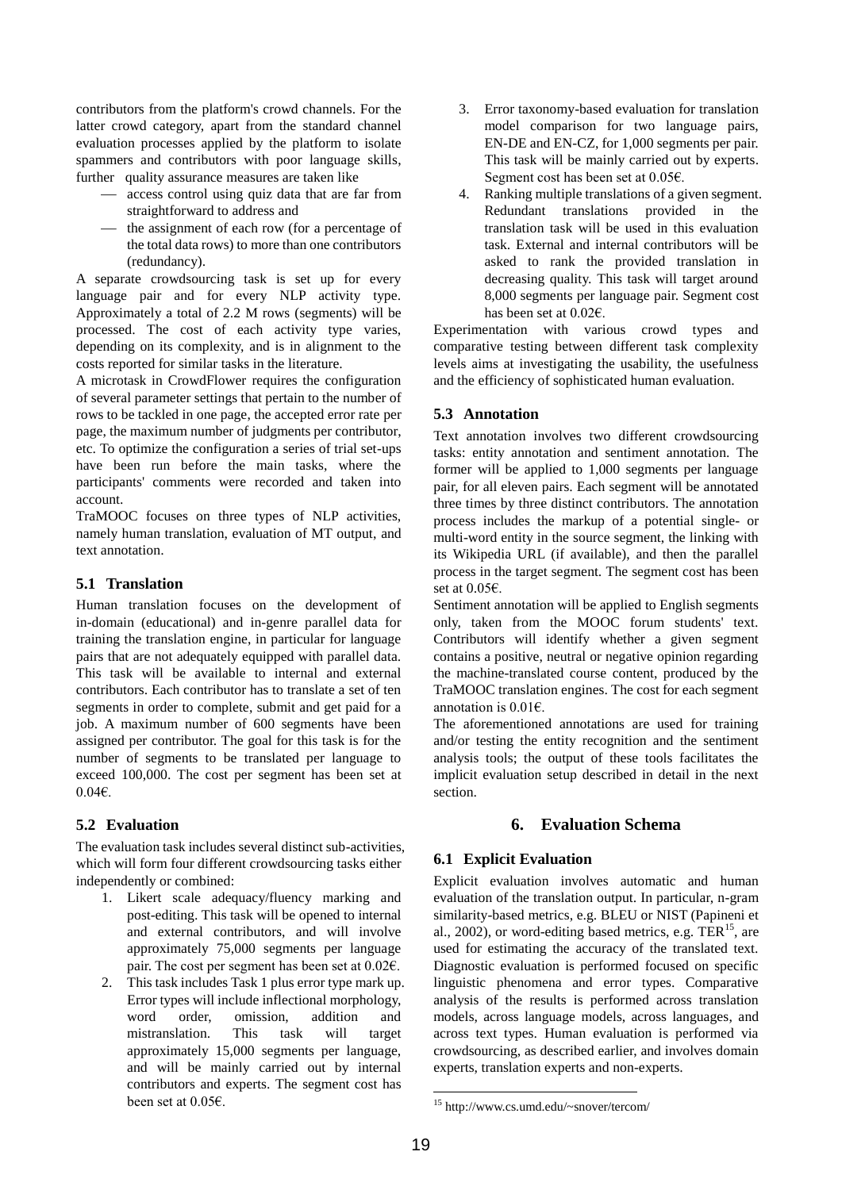contributors from the platform's crowd channels. For the latter crowd category, apart from the standard channel evaluation processes applied by the platform to isolate spammers and contributors with poor language skills, further quality assurance measures are taken like

- access control using quiz data that are far from straightforward to address and
- the assignment of each row (for a percentage of the total data rows) to more than one contributors (redundancy).

A separate crowdsourcing task is set up for every language pair and for every NLP activity type. Approximately a total of 2.2 M rows (segments) will be processed. The cost of each activity type varies, depending on its complexity, and is in alignment to the costs reported for similar tasks in the literature.

A microtask in CrowdFlower requires the configuration of several parameter settings that pertain to the number of rows to be tackled in one page, the accepted error rate per page, the maximum number of judgments per contributor, etc. To optimize the configuration a series of trial set-ups have been run before the main tasks, where the participants' comments were recorded and taken into account.

TraMOOC focuses on three types of NLP activities, namely human translation, evaluation of MT output, and text annotation.

### 5.1 Translation

Human translation focuses on the development of in-domain (educational) and in-genre parallel data for training the translation engine, in particular for language pairs that are not adequately equipped with parallel data. This task will be available to internal and external contributors. Each contributor has to translate a set of ten segments in order to complete, submit and get paid for a job. A maximum number of 600 segments have been assigned per contributor. The goal for this task is for the number of segments to be translated per language to exceed 100,000. The cost per segment has been set at 0.04€.

### 5.2 Evaluation

The evaluation task includes several distinct sub-activities, which will form four different crowdsourcing tasks either independently or combined:

1. Likert scale adequacy/fluency marking and post-editing. This task will be opened to internal and external contributors, and will involve approximately 75,000 segments per language pair. The cost per segment has been set at 0.02€.
2. This task includes Task 1 plus error type mark up. Error types will include inflectional morphology, word order, omission, addition and mistranslation. This task will target approximately 15,000 segments per language, and will be mainly carried out by internal contributors and experts. The segment cost has been set at 0.05€.
3. Error taxonomy-based evaluation for translation model comparison for two language pairs, EN-DE and EN-CZ, for 1,000 segments per pair. This task will be mainly carried out by experts. Segment cost has been set at 0.05€.
4. Ranking multiple translations of a given segment. Redundant translations provided in the translation task will be used in this evaluation task. External and internal contributors will be asked to rank the provided translation in decreasing quality. This task will target around 8,000 segments per language pair. Segment cost has been set at 0.02€.

Experimentation with various crowd types and comparative testing between different task complexity levels aims at investigating the usability, the usefulness and the efficiency of sophisticated human evaluation.

### 5.3 Annotation

Text annotation involves two different crowdsourcing tasks: entity annotation and sentiment annotation. The former will be applied to 1,000 segments per language pair, for all eleven pairs. Each segment will be annotated three times by three distinct contributors. The annotation process includes the markup of a potential single- or multi-word entity in the source segment, the linking with its Wikipedia URL (if available), and then the parallel process in the target segment. The segment cost has been set at 0.05€.

Sentiment annotation will be applied to English segments only, taken from the MOOC forum students' text. Contributors will identify whether a given segment contains a positive, neutral or negative opinion regarding the machine-translated course content, produced by the TraMOOC translation engines. The cost for each segment annotation is 0.01€.

The aforementioned annotations are used for training and/or testing the entity recognition and the sentiment analysis tools; the output of these tools facilitates the implicit evaluation setup described in detail in the next section.

## 6. Evaluation Schema

### 6.1 Explicit Evaluation

Explicit evaluation involves automatic and human evaluation of the translation output. In particular, n-gram similarity-based metrics, e.g. BLEU or NIST (Papineni et al., 2002), or word-editing based metrics, e.g. TER[15], are used for estimating the accuracy of the translated text. Diagnostic evaluation is performed focused on specific linguistic phenomena and error types. Comparative analysis of the results is performed across translation models, across language models, across languages, and across text types. Human evaluation is performed via crowdsourcing, as described earlier, and involves domain experts, translation experts and non-experts.

[15] http://www.cs.umd.edu/~snover/tercom/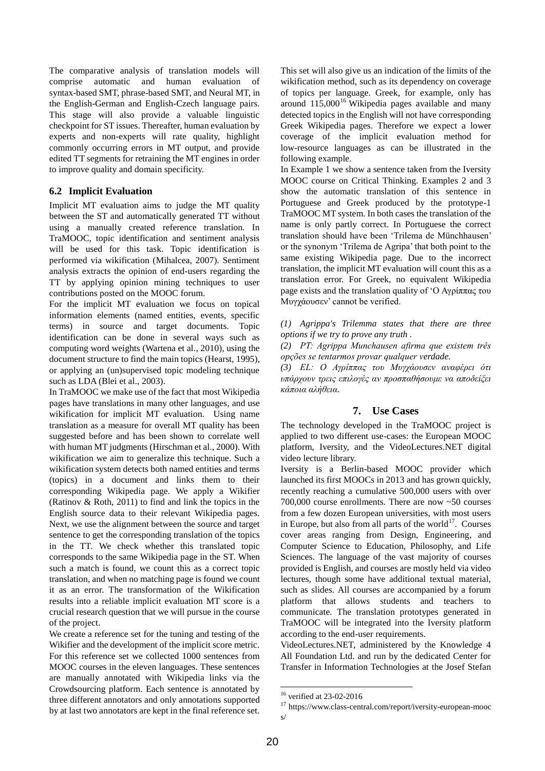The comparative analysis of translation models will comprise automatic and human evaluation of syntax-based SMT, phrase-based SMT, and Neural MT, in the English-German and English-Czech language pairs. This stage will also provide a valuable linguistic checkpoint for ST issues. Thereafter, human evaluation by experts and non-experts will rate quality, highlight commonly occurring errors in MT output, and provide edited TT segments for retraining the MT engines in order to improve quality and domain specificity.

### 6.2 Implicit Evaluation

Implicit MT evaluation aims to judge the MT quality between the ST and automatically generated TT without using a manually created reference translation. In TraMOOC, topic identification and sentiment analysis will be used for this task. Topic identification is performed via wikification (Mihalcea, 2007). Sentiment analysis extracts the opinion of end-users regarding the TT by applying opinion mining techniques to user contributions posted on the MOOC forum.

For the implicit MT evaluation we focus on topical information elements (named entities, events, specific terms) in source and target documents. Topic identification can be done in several ways such as computing word weights (Wartena et al., 2010), using the document structure to find the main topics (Hearst, 1995), or applying an (un)supervised topic modeling technique such as LDA (Blei et al., 2003).

In TraMOOC we make use of the fact that most Wikipedia pages have translations in many other languages, and use wikification for implicit MT evaluation. Using name translation as a measure for overall MT quality has been suggested before and has been shown to correlate well with human MT judgments (Hirschman et al., 2000). With wikification we aim to generalize this technique. Such a wikification system detects both named entities and terms (topics) in a document and links them to their corresponding Wikipedia page. We apply a Wikifier (Ratinov & Roth, 2011) to find and link the topics in the English source data to their relevant Wikipedia pages. Next, we use the alignment between the source and target sentence to get the corresponding translation of the topics in the TT. We check whether this translated topic corresponds to the same Wikipedia page in the ST. When such a match is found, we count this as a correct topic translation, and when no matching page is found we count it as an error. The transformation of the Wikification results into a reliable implicit evaluation MT score is a crucial research question that we will pursue in the course of the project.

We create a reference set for the tuning and testing of the Wikifier and the development of the implicit score metric. For this reference set we collected 1000 sentences from MOOC courses in the eleven languages. These sentences are manually annotated with Wikipedia links via the Crowdsourcing platform. Each sentence is annotated by three different annotators and only annotations supported by at last two annotators are kept in the final reference set. This set will also give us an indication of the limits of the wikification method, such as its dependency on coverage of topics per language. Greek, for example, only has around 115,000[16] Wikipedia pages available and many detected topics in the English will not have corresponding Greek Wikipedia pages. Therefore we expect a lower coverage of the implicit evaluation method for low-resource languages as can be illustrated in the following example.

In Example 1 we show a sentence taken from the Iversity MOOC course on Critical Thinking. Examples 2 and 3 show the automatic translation of this sentence in Portuguese and Greek produced by the prototype-1 TraMOOC MT system. In both cases the translation of the name is only partly correct. In Portuguese the correct translation should have been 'Trilema de Münchhausen' or the synonym 'Trilema de Agripa' that both point to the same existing Wikipedia page. Due to the incorrect translation, the implicit MT evaluation will count this as a translation error. For Greek, no equivalent Wikipedia page exists and the translation quality of 'Ο Αγρίππας του Μυγχάουσεν' cannot be verified.

*(1) Agrippa's Trilemma states that there are three options if we try to prove any truth .*

*(2) PT: Agrippa Munchausen afirma que existem três opções se tentarmos provar qualquer verdade.*

*(3) EL: Ο Αγρίππας του Μυγχάουσεν αναφέρει ότι υπάρχουν τρεις επιλογές αν προσπαθήσουμε να αποδείξει κάποια αλήθεια.*

## 7. Use Cases

The technology developed in the TraMOOC project is applied to two different use-cases: the European MOOC platform, Iversity, and the VideoLectures.NET digital video lecture library.

Iversity is a Berlin-based MOOC provider which launched its first MOOCs in 2013 and has grown quickly, recently reaching a cumulative 500,000 users with over 700,000 course enrollments. There are now ~50 courses from a few dozen European universities, with most users in Europe, but also from all parts of the world[17]. Courses cover areas ranging from Design, Engineering, and Computer Science to Education, Philosophy, and Life Sciences. The language of the vast majority of courses provided is English, and courses are mostly held via video lectures, though some have additional textual material, such as slides. All courses are accompanied by a forum platform that allows students and teachers to communicate. The translation prototypes generated in TraMOOC will be integrated into the Iversity platform according to the end-user requirements.

VideoLectures.NET, administered by the Knowledge 4 All Foundation Ltd. and run by the dedicated Center for Transfer in Information Technologies at the Josef Stefan

---

[16] verified at 23-02-2016

[17] https://www.class-central.com/report/iversity-european-moocs/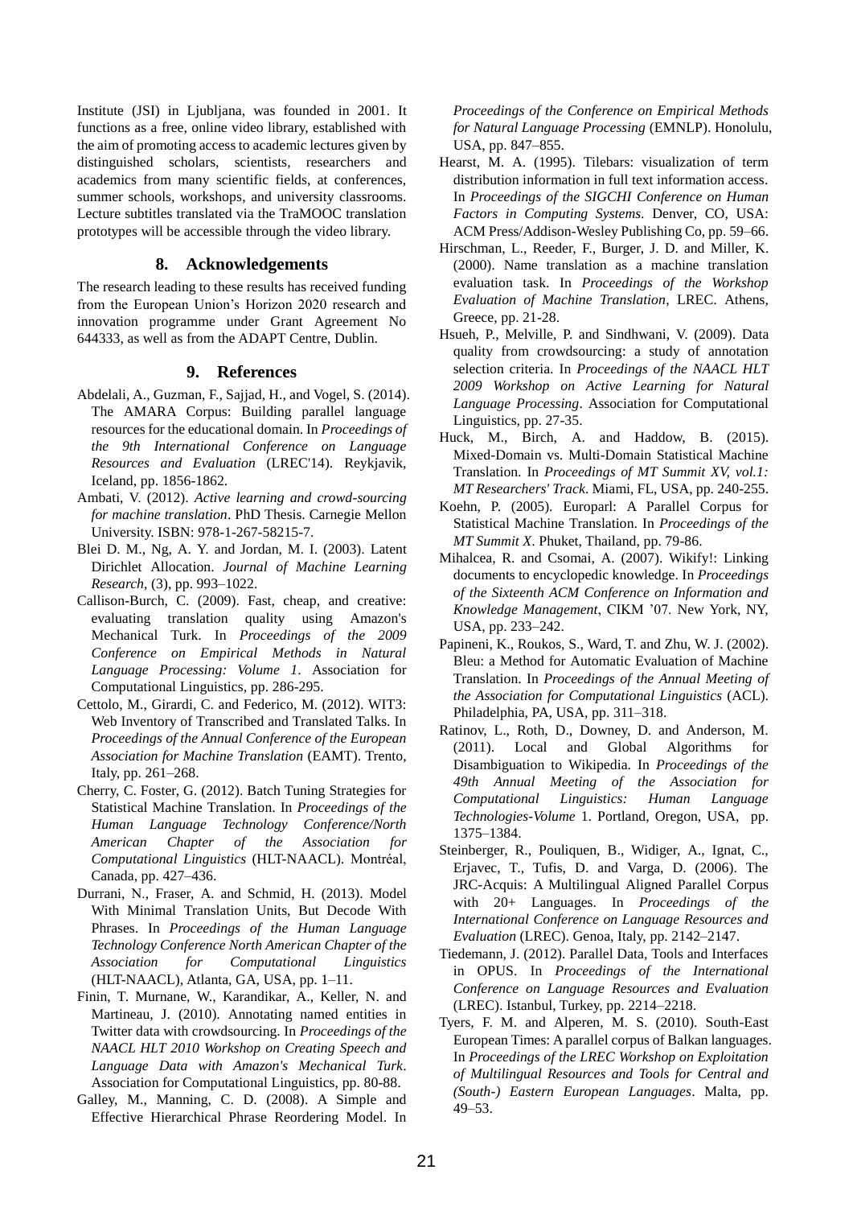Institute (JSI) in Ljubljana, was founded in 2001. It functions as a free, online video library, established with the aim of promoting access to academic lectures given by distinguished scholars, scientists, researchers and academics from many scientific fields, at conferences, summer schools, workshops, and university classrooms. Lecture subtitles translated via the TraMOOC translation prototypes will be accessible through the video library.

## 8. Acknowledgements

The research leading to these results has received funding from the European Union's Horizon 2020 research and innovation programme under Grant Agreement No 644333, as well as from the ADAPT Centre, Dublin.

## 9. References

Abdelali, A., Guzman, F., Sajjad, H., and Vogel, S. (2014). The AMARA Corpus: Building parallel language resources for the educational domain. In *Proceedings of the 9th International Conference on Language Resources and Evaluation* (LREC'14). Reykjavik, Iceland, pp. 1856-1862.

Ambati, V. (2012). *Active learning and crowd-sourcing for machine translation*. PhD Thesis. Carnegie Mellon University. ISBN: 978-1-267-58215-7.

Blei D. M., Ng, A. Y. and Jordan, M. I. (2003). Latent Dirichlet Allocation. *Journal of Machine Learning Research*, (3), pp. 993–1022.

Callison-Burch, C. (2009). Fast, cheap, and creative: evaluating translation quality using Amazon's Mechanical Turk. In *Proceedings of the 2009 Conference on Empirical Methods in Natural Language Processing: Volume 1*. Association for Computational Linguistics, pp. 286-295.

Cettolo, M., Girardi, C. and Federico, M. (2012). WIT3: Web Inventory of Transcribed and Translated Talks. In *Proceedings of the Annual Conference of the European Association for Machine Translation* (EAMT). Trento, Italy, pp. 261–268.

Cherry, C. Foster, G. (2012). Batch Tuning Strategies for Statistical Machine Translation. In *Proceedings of the Human Language Technology Conference/North American Chapter of the Association for Computational Linguistics* (HLT-NAACL). Montréal, Canada, pp. 427–436.

Durrani, N., Fraser, A. and Schmid, H. (2013). Model With Minimal Translation Units, But Decode With Phrases. In *Proceedings of the Human Language Technology Conference North American Chapter of the Association for Computational Linguistics* (HLT-NAACL), Atlanta, GA, USA, pp. 1–11.

Finin, T. Murnane, W., Karandikar, A., Keller, N. and Martineau, J. (2010). Annotating named entities in Twitter data with crowdsourcing. In *Proceedings of the NAACL HLT 2010 Workshop on Creating Speech and Language Data with Amazon's Mechanical Turk*. Association for Computational Linguistics, pp. 80-88.

Galley, M., Manning, C. D. (2008). A Simple and Effective Hierarchical Phrase Reordering Model. In *Proceedings of the Conference on Empirical Methods for Natural Language Processing* (EMNLP). Honolulu, USA, pp. 847–855.

Hearst, M. A. (1995). Tilebars: visualization of term distribution information in full text information access. In *Proceedings of the SIGCHI Conference on Human Factors in Computing Systems*. Denver, CO, USA: ACM Press/Addison-Wesley Publishing Co, pp. 59–66.

Hirschman, L., Reeder, F., Burger, J. D. and Miller, K. (2000). Name translation as a machine translation evaluation task. In *Proceedings of the Workshop Evaluation of Machine Translation*, LREC. Athens, Greece, pp. 21-28.

Hsueh, P., Melville, P. and Sindhwani, V. (2009). Data quality from crowdsourcing: a study of annotation selection criteria. In *Proceedings of the NAACL HLT 2009 Workshop on Active Learning for Natural Language Processing*. Association for Computational Linguistics, pp. 27-35.

Huck, M., Birch, A. and Haddow, B. (2015). Mixed-Domain vs. Multi-Domain Statistical Machine Translation. In *Proceedings of MT Summit XV, vol.1: MT Researchers' Track*. Miami, FL, USA, pp. 240-255.

Koehn, P. (2005). Europarl: A Parallel Corpus for Statistical Machine Translation. In *Proceedings of the MT Summit X*. Phuket, Thailand, pp. 79-86.

Mihalcea, R. and Csomai, A. (2007). Wikify!: Linking documents to encyclopedic knowledge. In *Proceedings of the Sixteenth ACM Conference on Information and Knowledge Management*, CIKM '07. New York, NY, USA, pp. 233–242.

Papineni, K., Roukos, S., Ward, T. and Zhu, W. J. (2002). Bleu: a Method for Automatic Evaluation of Machine Translation. In *Proceedings of the Annual Meeting of the Association for Computational Linguistics* (ACL). Philadelphia, PA, USA, pp. 311–318.

Ratinov, L., Roth, D., Downey, D. and Anderson, M. (2011). Local and Global Algorithms for Disambiguation to Wikipedia. In *Proceedings of the 49th Annual Meeting of the Association for Computational Linguistics: Human Language Technologies-Volume* 1. Portland, Oregon, USA, pp. 1375–1384.

Steinberger, R., Pouliquen, B., Widiger, A., Ignat, C., Erjavec, T., Tufis, D. and Varga, D. (2006). The JRC-Acquis: A Multilingual Aligned Parallel Corpus with 20+ Languages. In *Proceedings of the International Conference on Language Resources and Evaluation* (LREC). Genoa, Italy, pp. 2142–2147.

Tiedemann, J. (2012). Parallel Data, Tools and Interfaces in OPUS. In *Proceedings of the International Conference on Language Resources and Evaluation* (LREC). Istanbul, Turkey, pp. 2214–2218.

Tyers, F. M. and Alperen, M. S. (2010). South-East European Times: A parallel corpus of Balkan languages. In *Proceedings of the LREC Workshop on Exploitation of Multilingual Resources and Tools for Central and (South-) Eastern European Languages*. Malta, pp. 49–53.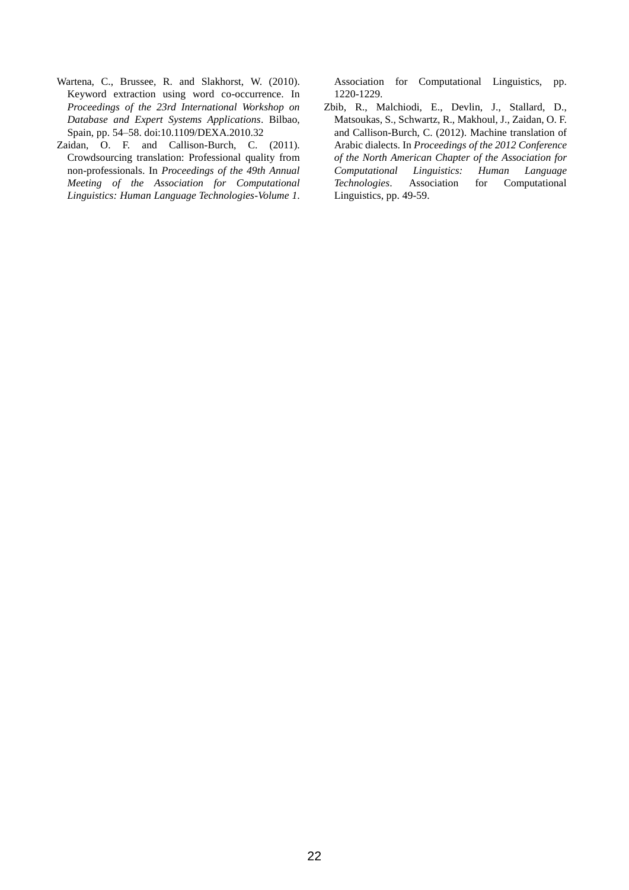Wartena, C., Brussee, R. and Slakhorst, W. (2010). Keyword extraction using word co-occurrence. In *Proceedings of the 23rd International Workshop on Database and Expert Systems Applications*. Bilbao, Spain, pp. 54–58. doi:10.1109/DEXA.2010.32

Zaidan, O. F. and Callison-Burch, C. (2011). Crowdsourcing translation: Professional quality from non-professionals. In *Proceedings of the 49th Annual Meeting of the Association for Computational Linguistics: Human Language Technologies-Volume 1*. Association for Computational Linguistics, pp. 1220-1229.

Zbib, R., Malchiodi, E., Devlin, J., Stallard, D., Matsoukas, S., Schwartz, R., Makhoul, J., Zaidan, O. F. and Callison-Burch, C. (2012). Machine translation of Arabic dialects. In *Proceedings of the 2012 Conference of the North American Chapter of the Association for Computational Linguistics: Human Language Technologies*. Association for Computational Linguistics, pp. 49-59.